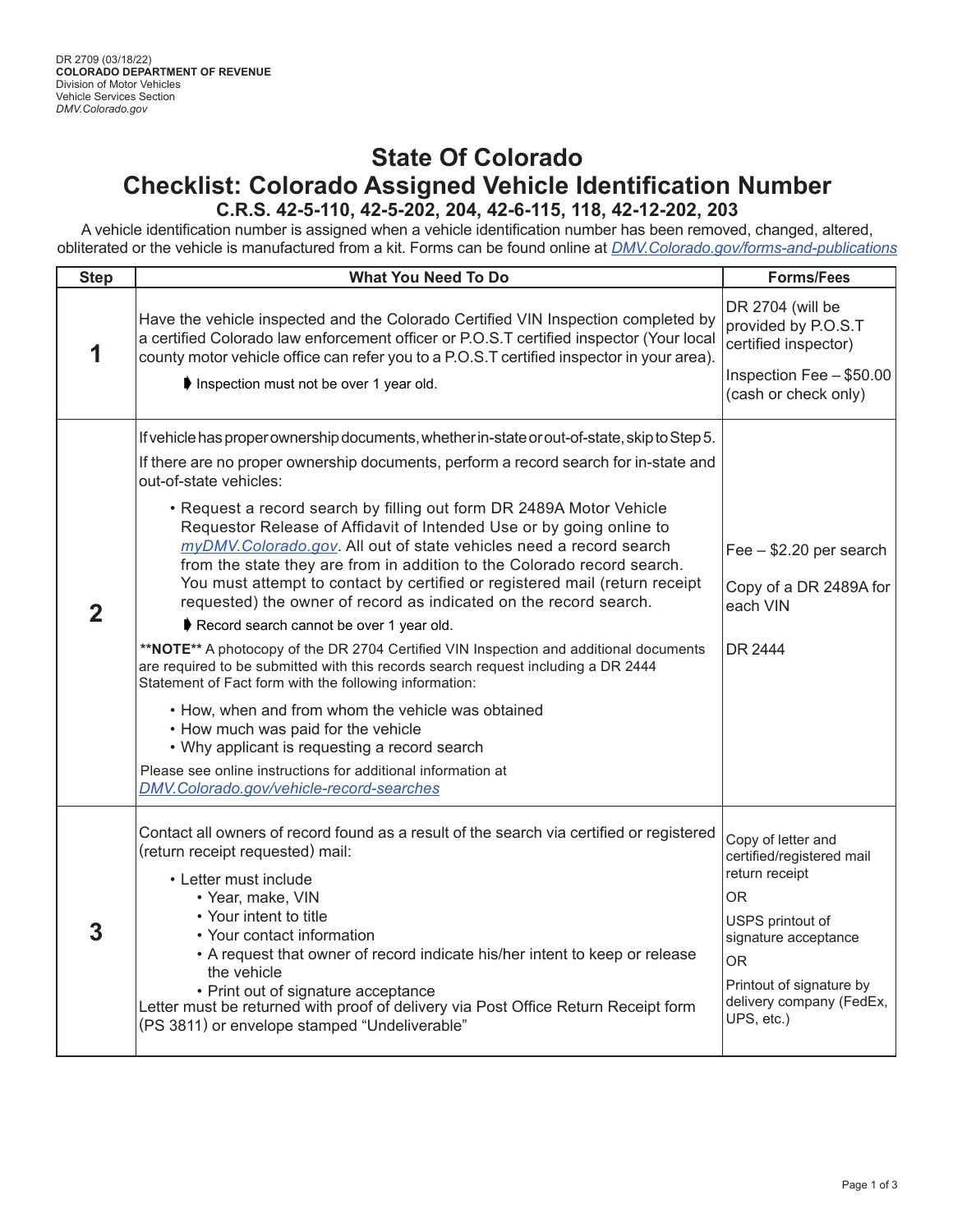DR 2709 (03/18/22)
**COLORADO DEPARTMENT OF REVENUE**
Division of Motor Vehicles
Vehicle Services Section
*DMV.Colorado.gov*

# State Of Colorado
# Checklist: Colorado Assigned Vehicle Identification Number
## C.R.S. 42-5-110, 42-5-202, 204, 42-6-115, 118, 42-12-202, 203

A vehicle identification number is assigned when a vehicle identification number has been removed, changed, altered, obliterated or the vehicle is manufactured from a kit. Forms can be found online at *DMV.Colorado.gov/forms-and-publications*

| Step | What You Need To Do | Forms/Fees |
|---|---|---|
| **1** | Have the vehicle inspected and the Colorado Certified VIN Inspection completed by a certified Colorado law enforcement officer or P.O.S.T certified inspector (Your local county motor vehicle office can refer you to a P.O.S.T certified inspector in your area).<br>➧ Inspection must not be over 1 year old. | DR 2704 (will be provided by P.O.S.T certified inspector)<br>Inspection Fee – $50.00 (cash or check only) |
| **2** | If vehicle has proper ownership documents, whether in-state or out-of-state, skip to Step 5.<br>If there are no proper ownership documents, perform a record search for in-state and out-of-state vehicles:<br>• Request a record search by filling out form DR 2489A Motor Vehicle Requestor Release of Affidavit of Intended Use or by going online to *myDMV.Colorado.gov*. All out of state vehicles need a record search from the state they are from in addition to the Colorado record search. You must attempt to contact by certified or registered mail (return receipt requested) the owner of record as indicated on the record search.<br>➧ Record search cannot be over 1 year old.<br>**\*\*NOTE\*\*** A photocopy of the DR 2704 Certified VIN Inspection and additional documents are required to be submitted with this records search request including a DR 2444 Statement of Fact form with the following information:<br>• How, when and from whom the vehicle was obtained<br>• How much was paid for the vehicle<br>• Why applicant is requesting a record search<br>Please see online instructions for additional information at *DMV.Colorado.gov/vehicle-record-searches* | Fee – $2.20 per search<br>Copy of a DR 2489A for each VIN<br>DR 2444 |
| **3** | Contact all owners of record found as a result of the search via certified or registered (return receipt requested) mail:<br>• Letter must include<br>&nbsp;&nbsp;• Year, make, VIN<br>&nbsp;&nbsp;• Your intent to title<br>&nbsp;&nbsp;• Your contact information<br>&nbsp;&nbsp;• A request that owner of record indicate his/her intent to keep or release the vehicle<br>&nbsp;&nbsp;• Print out of signature acceptance<br>Letter must be returned with proof of delivery via Post Office Return Receipt form (PS 3811) or envelope stamped "Undeliverable" | Copy of letter and certified/registered mail return receipt<br>OR<br>USPS printout of signature acceptance<br>OR<br>Printout of signature by delivery company (FedEx, UPS, etc.) |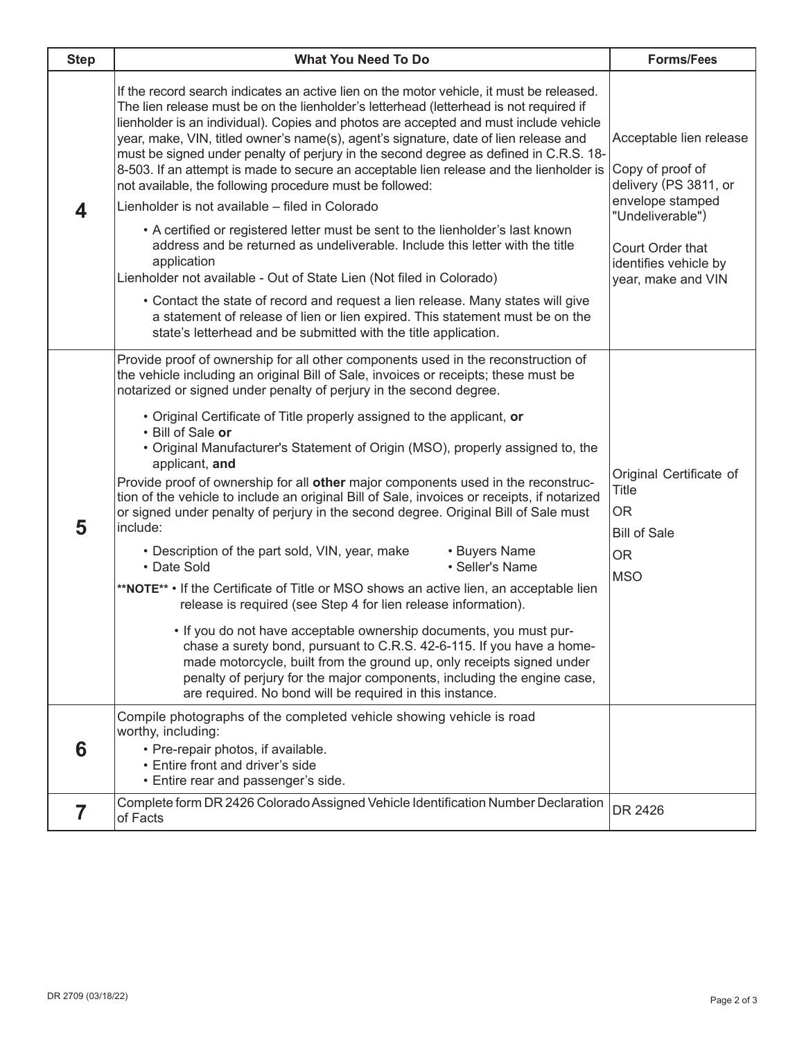| Step | What You Need To Do | Forms/Fees |
|---|---|---|
| **4** | If the record search indicates an active lien on the motor vehicle, it must be released. The lien release must be on the lienholder's letterhead (letterhead is not required if lienholder is an individual). Copies and photos are accepted and must include vehicle year, make, VIN, titled owner's name(s), agent's signature, date of lien release and must be signed under penalty of perjury in the second degree as defined in C.R.S. 18-8-503. If an attempt is made to secure an acceptable lien release and the lienholder is not available, the following procedure must be followed:<br>Lienholder is not available – filed in Colorado<br>• A certified or registered letter must be sent to the lienholder's last known address and be returned as undeliverable. Include this letter with the title application<br>Lienholder not available - Out of State Lien (Not filed in Colorado)<br>• Contact the state of record and request a lien release. Many states will give a statement of release of lien or lien expired. This statement must be on the state's letterhead and be submitted with the title application. | Acceptable lien release<br><br>Copy of proof of delivery (PS 3811, or envelope stamped "Undeliverable")<br><br>Court Order that identifies vehicle by year, make and VIN |
| **5** | Provide proof of ownership for all other components used in the reconstruction of the vehicle including an original Bill of Sale, invoices or receipts; these must be notarized or signed under penalty of perjury in the second degree.<br>• Original Certificate of Title properly assigned to the applicant, **or**<br>• Bill of Sale **or**<br>• Original Manufacturer's Statement of Origin (MSO), properly assigned to, the applicant, **and**<br>Provide proof of ownership for all **other** major components used in the reconstruction of the vehicle to include an original Bill of Sale, invoices or receipts, if notarized or signed under penalty of perjury in the second degree. Original Bill of Sale must include:<br>• Description of the part sold, VIN, year, make<br>• Date Sold<br>• Buyers Name<br>• Seller's Name<br>**\*\*NOTE\*\*** • If the Certificate of Title or MSO shows an active lien, an acceptable lien release is required (see Step 4 for lien release information).<br>• If you do not have acceptable ownership documents, you must purchase a surety bond, pursuant to C.R.S. 42-6-115. If you have a home-made motorcycle, built from the ground up, only receipts signed under penalty of perjury for the major components, including the engine case, are required. No bond will be required in this instance. | Original Certificate of Title<br><br>OR<br><br>Bill of Sale<br><br>OR<br><br>MSO |
| **6** | Compile photographs of the completed vehicle showing vehicle is road worthy, including:<br>• Pre-repair photos, if available.<br>• Entire front and driver's side<br>• Entire rear and passenger's side. | |
| **7** | Complete form DR 2426 Colorado Assigned Vehicle Identification Number Declaration of Facts | DR 2426 |

DR 2709 (03/18/22)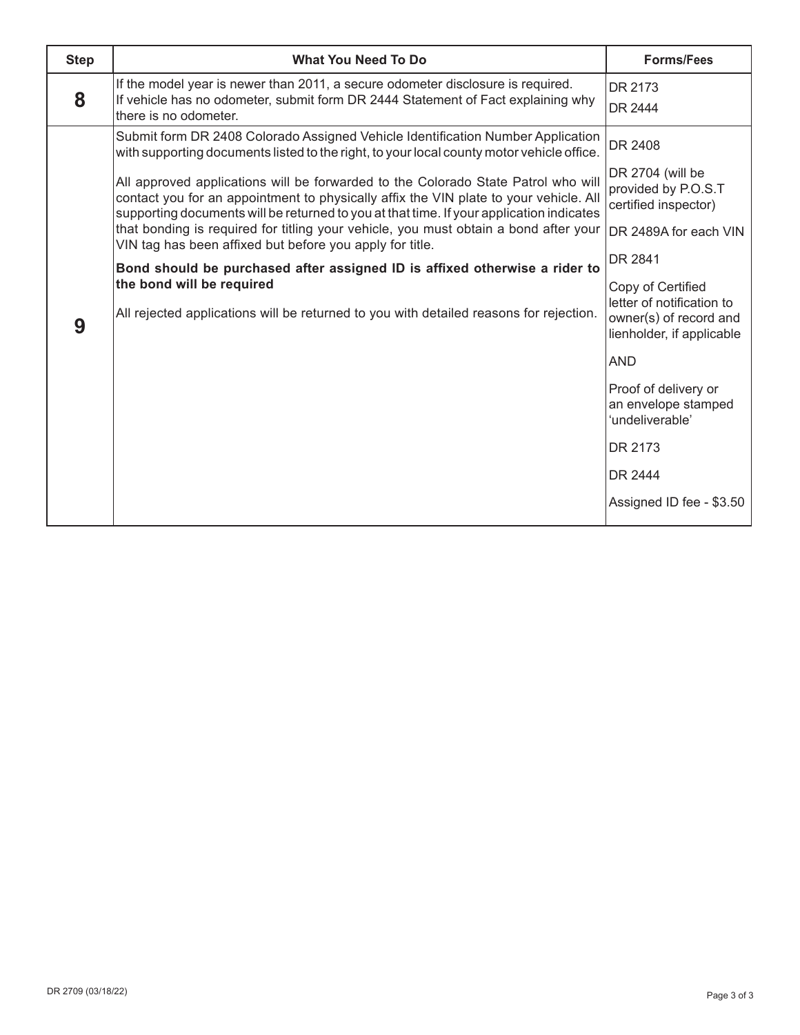| Step | What You Need To Do | Forms/Fees |
|---|---|---|
| **8** | If the model year is newer than 2011, a secure odometer disclosure is required.<br>If vehicle has no odometer, submit form DR 2444 Statement of Fact explaining why there is no odometer. | DR 2173<br>DR 2444 |
| **9** | Submit form DR 2408 Colorado Assigned Vehicle Identification Number Application with supporting documents listed to the right, to your local county motor vehicle office.<br><br>All approved applications will be forwarded to the Colorado State Patrol who will contact you for an appointment to physically affix the VIN plate to your vehicle. All supporting documents will be returned to you at that time. If your application indicates that bonding is required for titling your vehicle, you must obtain a bond after your VIN tag has been affixed but before you apply for title.<br><br>**Bond should be purchased after assigned ID is affixed otherwise a rider to the bond will be required**<br><br>All rejected applications will be returned to you with detailed reasons for rejection. | DR 2408<br><br>DR 2704 (will be provided by P.O.S.T certified inspector)<br><br>DR 2489A for each VIN<br><br>DR 2841<br><br>Copy of Certified letter of notification to owner(s) of record and lienholder, if applicable<br><br>AND<br><br>Proof of delivery or an envelope stamped 'undeliverable'<br><br>DR 2173<br><br>DR 2444<br><br>Assigned ID fee - $3.50 |

DR 2709 (03/18/22)